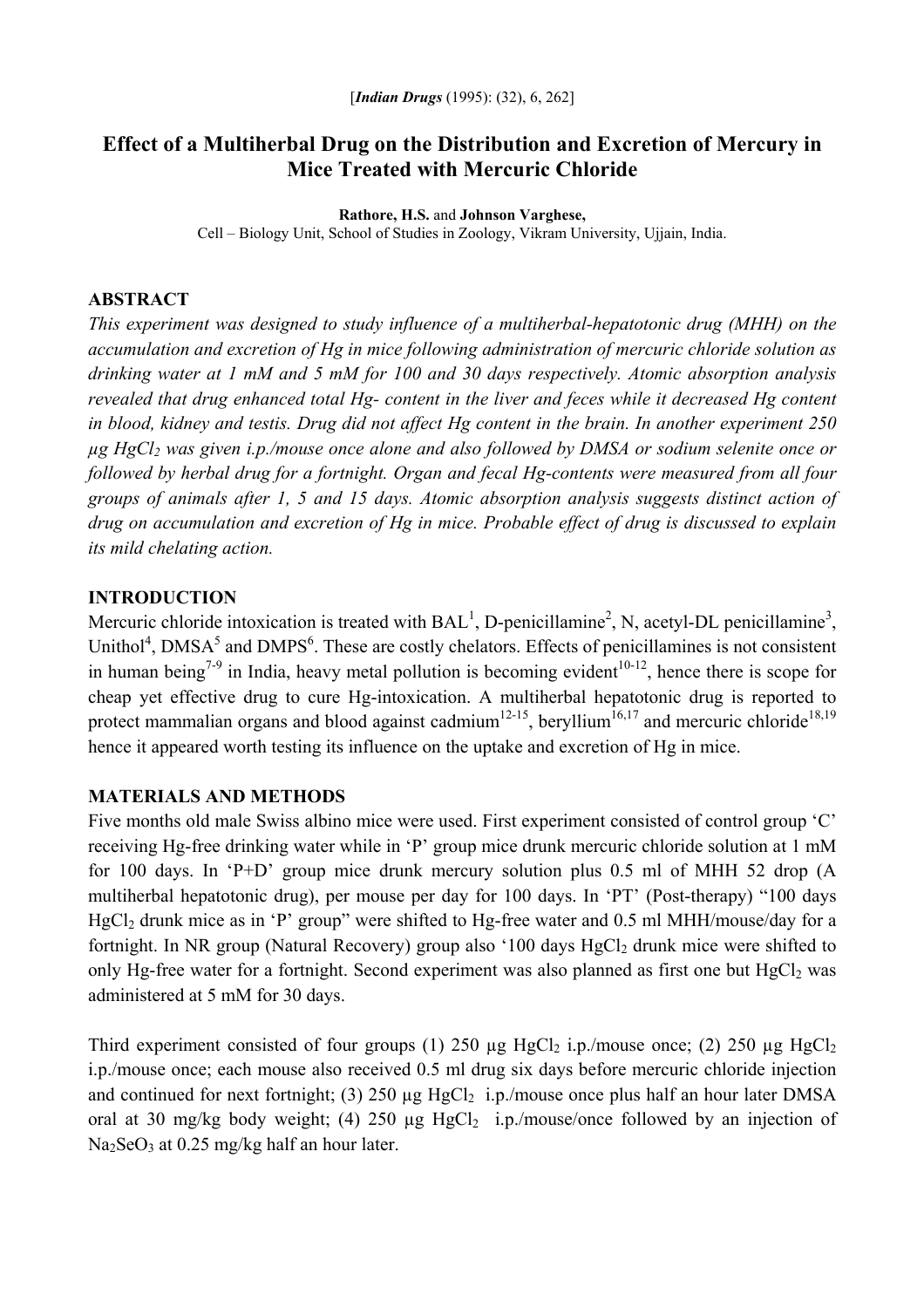[*Indian Drugs* (1995): (32), 6, 262]

# Effect of a Multiherbal Drug on the Distribution and Excretion of Mercury in Mice Treated with Mercuric Chloride

**Rathore, H.S.** and **Johnson Varghese,**
Cell – Biology Unit, School of Studies in Zoology, Vikram University, Ujjain, India.

## ABSTRACT

*This experiment was designed to study influence of a multiherbal-hepatotonic drug (MHH) on the accumulation and excretion of Hg in mice following administration of mercuric chloride solution as drinking water at 1 mM and 5 mM for 100 and 30 days respectively. Atomic absorption analysis revealed that drug enhanced total Hg- content in the liver and feces while it decreased Hg content in blood, kidney and testis. Drug did not affect Hg content in the brain. In another experiment 250 µg $HgCl_2$ was given i.p./mouse once alone and also followed by DMSA or sodium selenite once or followed by herbal drug for a fortnight. Organ and fecal Hg-contents were measured from all four groups of animals after 1, 5 and 15 days. Atomic absorption analysis suggests distinct action of drug on accumulation and excretion of Hg in mice. Probable effect of drug is discussed to explain its mild chelating action.*

## INTRODUCTION

Mercuric chloride intoxication is treated with BAL[1], D-penicillamine[2], N, acetyl-DL penicillamine[3], Unithol[4], DMSA[5] and DMPS[6]. These are costly chelators. Effects of penicillamines is not consistent in human being[7-9] in India, heavy metal pollution is becoming evident[10-12], hence there is scope for cheap yet effective drug to cure Hg-intoxication. A multiherbal hepatotonic drug is reported to protect mammalian organs and blood against cadmium[12-15], beryllium[16,17] and mercuric chloride[18,19] hence it appeared worth testing its influence on the uptake and excretion of Hg in mice.

## MATERIALS AND METHODS

Five months old male Swiss albino mice were used. First experiment consisted of control group 'C' receiving Hg-free drinking water while in 'P' group mice drunk mercuric chloride solution at 1 mM for 100 days. In 'P+D' group mice drunk mercury solution plus 0.5 ml of MHH 52 drop (A multiherbal hepatotonic drug), per mouse per day for 100 days. In 'PT' (Post-therapy) "100 days $HgCl_2$ drunk mice as in 'P' group" were shifted to Hg-free water and 0.5 ml MHH/mouse/day for a fortnight. In NR group (Natural Recovery) group also '100 days $HgCl_2$ drunk mice were shifted to only Hg-free water for a fortnight. Second experiment was also planned as first one but $HgCl_2$ was administered at 5 mM for 30 days.

Third experiment consisted of four groups (1) 250 µg $HgCl_2$ i.p./mouse once; (2) 250 µg $HgCl_2$ i.p./mouse once; each mouse also received 0.5 ml drug six days before mercuric chloride injection and continued for next fortnight; (3) 250 µg $HgCl_2$ i.p./mouse once plus half an hour later DMSA oral at 30 mg/kg body weight; (4) 250 µg $HgCl_2$ i.p./mouse/once followed by an injection of $Na_2SeO_3$ at 0.25 mg/kg half an hour later.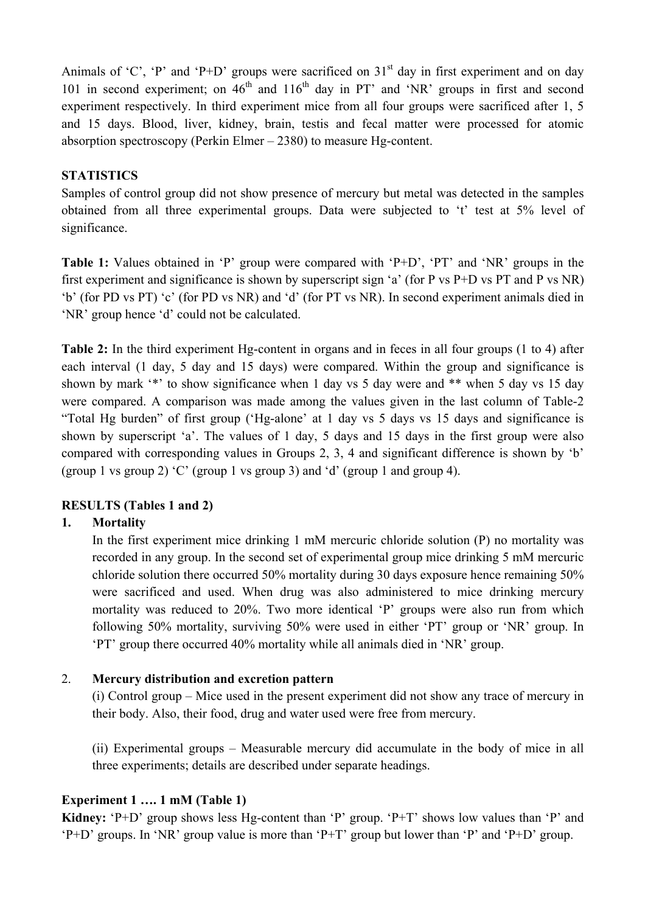Animals of 'C', 'P' and 'P+D' groups were sacrificed on 31$^{st}$ day in first experiment and on day 101 in second experiment; on 46$^{th}$ and 116$^{th}$ day in PT' and 'NR' groups in first and second experiment respectively. In third experiment mice from all four groups were sacrificed after 1, 5 and 15 days. Blood, liver, kidney, brain, testis and fecal matter were processed for atomic absorption spectroscopy (Perkin Elmer – 2380) to measure Hg-content.

**STATISTICS**

Samples of control group did not show presence of mercury but metal was detected in the samples obtained from all three experimental groups. Data were subjected to 't' test at 5% level of significance.

**Table 1:** Values obtained in 'P' group were compared with 'P+D', 'PT' and 'NR' groups in the first experiment and significance is shown by superscript sign 'a' (for P vs P+D vs PT and P vs NR) 'b' (for PD vs PT) 'c' (for PD vs NR) and 'd' (for PT vs NR). In second experiment animals died in 'NR' group hence 'd' could not be calculated.

**Table 2:** In the third experiment Hg-content in organs and in feces in all four groups (1 to 4) after each interval (1 day, 5 day and 15 days) were compared. Within the group and significance is shown by mark '*' to show significance when 1 day vs 5 day were and ** when 5 day vs 15 day were compared. A comparison was made among the values given in the last column of Table-2 "Total Hg burden" of first group ('Hg-alone' at 1 day vs 5 days vs 15 days and significance is shown by superscript 'a'. The values of 1 day, 5 days and 15 days in the first group were also compared with corresponding values in Groups 2, 3, 4 and significant difference is shown by 'b' (group 1 vs group 2) 'C' (group 1 vs group 3) and 'd' (group 1 and group 4).

**RESULTS (Tables 1 and 2)**

1. **Mortality**

   In the first experiment mice drinking 1 mM mercuric chloride solution (P) no mortality was recorded in any group. In the second set of experimental group mice drinking 5 mM mercuric chloride solution there occurred 50% mortality during 30 days exposure hence remaining 50% were sacrificed and used. When drug was also administered to mice drinking mercury mortality was reduced to 20%. Two more identical 'P' groups were also run from which following 50% mortality, surviving 50% were used in either 'PT' group or 'NR' group. In 'PT' group there occurred 40% mortality while all animals died in 'NR' group.

2. **Mercury distribution and excretion pattern**

   (i) Control group – Mice used in the present experiment did not show any trace of mercury in their body. Also, their food, drug and water used were free from mercury.

   (ii) Experimental groups – Measurable mercury did accumulate in the body of mice in all three experiments; details are described under separate headings.

**Experiment 1 …. 1 mM (Table 1)**

**Kidney:** 'P+D' group shows less Hg-content than 'P' group. 'P+T' shows low values than 'P' and 'P+D' groups. In 'NR' group value is more than 'P+T' group but lower than 'P' and 'P+D' group.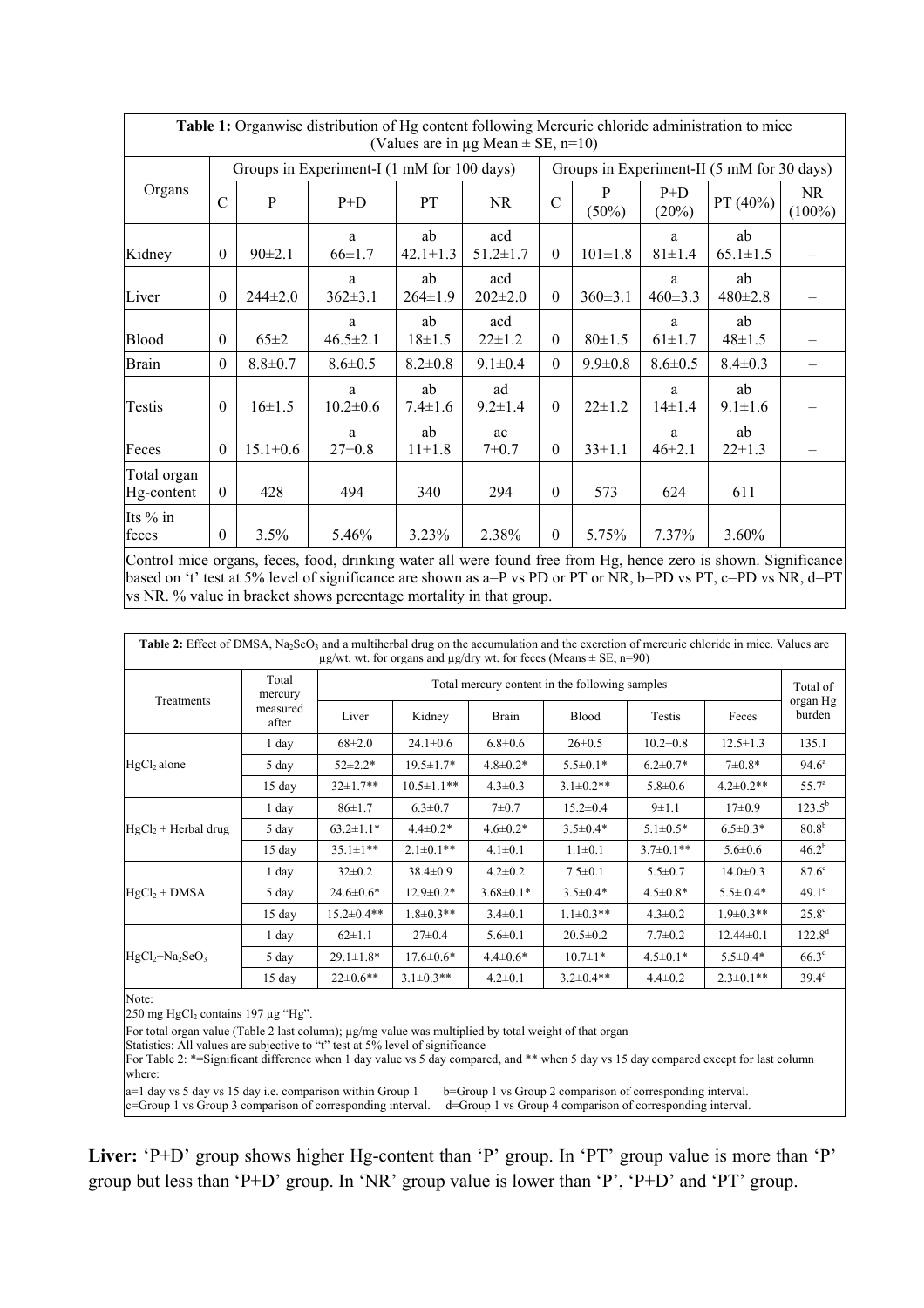**Table 1:** Organwise distribution of Hg content following Mercuric chloride administration to mice (Values are in µg Mean ± SE, n=10)

| Organs | Groups in Experiment-I (1 mM for 100 days) | | | | | Groups in Experiment-II (5 mM for 30 days) | | | | |
|---|---|---|---|---|---|---|---|---|---|---|
| | C | P | P+D | PT | NR | C | P (50%) | P+D (20%) | PT (40%) | NR (100%) |
| Kidney | 0 | 90±2.1 | a 66±1.7 | ab 42.1+1.3 | acd 51.2±1.7 | 0 | 101±1.8 | a 81±1.4 | ab 65.1±1.5 | – |
| Liver | 0 | 244±2.0 | a 362±3.1 | ab 264±1.9 | acd 202±2.0 | 0 | 360±3.1 | a 460±3.3 | ab 480±2.8 | – |
| Blood | 0 | 65±2 | a 46.5±2.1 | ab 18±1.5 | acd 22±1.2 | 0 | 80±1.5 | a 61±1.7 | ab 48±1.5 | – |
| Brain | 0 | 8.8±0.7 | 8.6±0.5 | 8.2±0.8 | 9.1±0.4 | 0 | 9.9±0.8 | 8.6±0.5 | 8.4±0.3 | – |
| Testis | 0 | 16±1.5 | a 10.2±0.6 | ab 7.4±1.6 | ad 9.2±1.4 | 0 | 22±1.2 | a 14±1.4 | ab 9.1±1.6 | – |
| Feces | 0 | 15.1±0.6 | a 27±0.8 | ab 11±1.8 | ac 7±0.7 | 0 | 33±1.1 | a 46±2.1 | ab 22±1.3 | – |
| Total organ Hg-content | 0 | 428 | 494 | 340 | 294 | 0 | 573 | 624 | 611 | |
| Its % in feces | 0 | 3.5% | 5.46% | 3.23% | 2.38% | 0 | 5.75% | 7.37% | 3.60% | |

Control mice organs, feces, food, drinking water all were found free from Hg, hence zero is shown. Significance based on 't' test at 5% level of significance are shown as a=P vs PD or PT or NR, b=PD vs PT, c=PD vs NR, d=PT vs NR. % value in bracket shows percentage mortality in that group.

**Table 2:** Effect of DMSA, $Na_2SeO_3$ and a multiherbal drug on the accumulation and the excretion of mercuric chloride in mice. Values are µg/wt. wt. for organs and µg/dry wt. for feces (Means ± SE, n=90)

| Treatments | Total mercury measured after | Total mercury content in the following samples | | | | | | Total of organ Hg burden |
|---|---|---|---|---|---|---|---|---|
| | | Liver | Kidney | Brain | Blood | Testis | Feces | |
| $HgCl_2$ alone | 1 day | 68±2.0 | 24.1±0.6 | 6.8±0.6 | 26±0.5 | 10.2±0.8 | 12.5±1.3 | 135.1 |
| | 5 day | 52±2.2* | 19.5±1.7* | 4.8±0.2* | 5.5±0.1* | 6.2±0.7* | 7±0.8* | 94.6[a] |
| | 15 day | 32±1.7** | 10.5±1.1** | 4.3±0.3 | 3.1±0.2** | 5.8±0.6 | 4.2±0.2** | 55.7[a] |
| $HgCl_2$ + Herbal drug | 1 day | 86±1.7 | 6.3±0.7 | 7±0.7 | 15.2±0.4 | 9±1.1 | 17±0.9 | 123.5[b] |
| | 5 day | 63.2±1.1* | 4.4±0.2* | 4.6±0.2* | 3.5±0.4* | 5.1±0.5* | 6.5±0.3* | 80.8[b] |
| | 15 day | 35.1±1** | 2.1±0.1** | 4.1±0.1 | 1.1±0.1 | 3.7±0.1** | 5.6±0.6 | 46.2[b] |
| $HgCl_2$ + DMSA | 1 day | 32±0.2 | 38.4±0.9 | 4.2±0.2 | 7.5±0.1 | 5.5±0.7 | 14.0±0.3 | 87.6[c] |
| | 5 day | 24.6±0.6* | 12.9±0.2* | 3.68±0.1* | 3.5±0.4* | 4.5±0.8* | 5.5±.0.4* | 49.1[c] |
| | 15 day | 15.2±0.4** | 1.8±0.3** | 3.4±0.1 | 1.1±0.3** | 4.3±0.2 | 1.9±0.3** | 25.8[c] |
| $HgCl_2$+$Na_2SeO_3$ | 1 day | 62±1.1 | 27±0.4 | 5.6±0.1 | 20.5±0.2 | 7.7±0.2 | 12.44±0.1 | 122.8[d] |
| | 5 day | 29.1±1.8* | 17.6±0.6* | 4.4±0.6* | 10.7±1* | 4.5±0.1* | 5.5±0.4* | 66.3[d] |
| | 15 day | 22±0.6** | 3.1±0.3** | 4.2±0.1 | 3.2±0.4** | 4.4±0.2 | 2.3±0.1** | 39.4[d] |

Note:

250 mg $HgCl_2$ contains 197 µg "Hg".

For total organ value (Table 2 last column); µg/mg value was multiplied by total weight of that organ

Statistics: All values are subjective to "t" test at 5% level of significance

For Table 2: *=Significant difference when 1 day value vs 5 day compared, and ** when 5 day vs 15 day compared except for last column where:

a=1 day vs 5 day vs 15 day i.e. comparison within Group 1  b=Group 1 vs Group 2 comparison of corresponding interval.
c=Group 1 vs Group 3 comparison of corresponding interval.  d=Group 1 vs Group 4 comparison of corresponding interval.

**Liver:** 'P+D' group shows higher Hg-content than 'P' group. In 'PT' group value is more than 'P' group but less than 'P+D' group. In 'NR' group value is lower than 'P', 'P+D' and 'PT' group.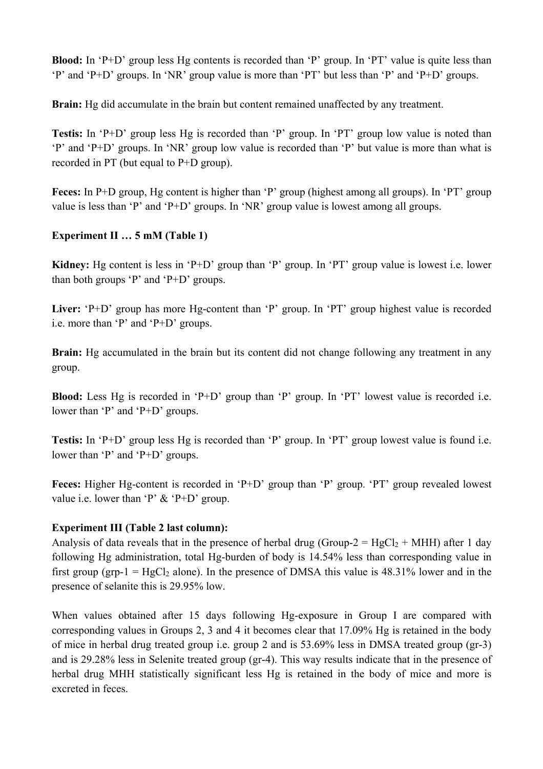**Blood:** In 'P+D' group less Hg contents is recorded than 'P' group. In 'PT' value is quite less than 'P' and 'P+D' groups. In 'NR' group value is more than 'PT' but less than 'P' and 'P+D' groups.

**Brain:** Hg did accumulate in the brain but content remained unaffected by any treatment.

**Testis:** In 'P+D' group less Hg is recorded than 'P' group. In 'PT' group low value is noted than 'P' and 'P+D' groups. In 'NR' group low value is recorded than 'P' but value is more than what is recorded in PT (but equal to P+D group).

**Feces:** In P+D group, Hg content is higher than 'P' group (highest among all groups). In 'PT' group value is less than 'P' and 'P+D' groups. In 'NR' group value is lowest among all groups.

**Experiment II … 5 mM (Table 1)**

**Kidney:** Hg content is less in 'P+D' group than 'P' group. In 'PT' group value is lowest i.e. lower than both groups 'P' and 'P+D' groups.

**Liver:** 'P+D' group has more Hg-content than 'P' group. In 'PT' group highest value is recorded i.e. more than 'P' and 'P+D' groups.

**Brain:** Hg accumulated in the brain but its content did not change following any treatment in any group.

**Blood:** Less Hg is recorded in 'P+D' group than 'P' group. In 'PT' lowest value is recorded i.e. lower than 'P' and 'P+D' groups.

**Testis:** In 'P+D' group less Hg is recorded than 'P' group. In 'PT' group lowest value is found i.e. lower than 'P' and 'P+D' groups.

**Feces:** Higher Hg-content is recorded in 'P+D' group than 'P' group. 'PT' group revealed lowest value i.e. lower than 'P' & 'P+D' group.

**Experiment III (Table 2 last column):**

Analysis of data reveals that in the presence of herbal drug (Group-2 = $HgCl_2$ + MHH) after 1 day following Hg administration, total Hg-burden of body is 14.54% less than corresponding value in first group (grp-1 = $HgCl_2$ alone). In the presence of DMSA this value is 48.31% lower and in the presence of selanite this is 29.95% low.

When values obtained after 15 days following Hg-exposure in Group I are compared with corresponding values in Groups 2, 3 and 4 it becomes clear that 17.09% Hg is retained in the body of mice in herbal drug treated group i.e. group 2 and is 53.69% less in DMSA treated group (gr-3) and is 29.28% less in Selenite treated group (gr-4). This way results indicate that in the presence of herbal drug MHH statistically significant less Hg is retained in the body of mice and more is excreted in feces.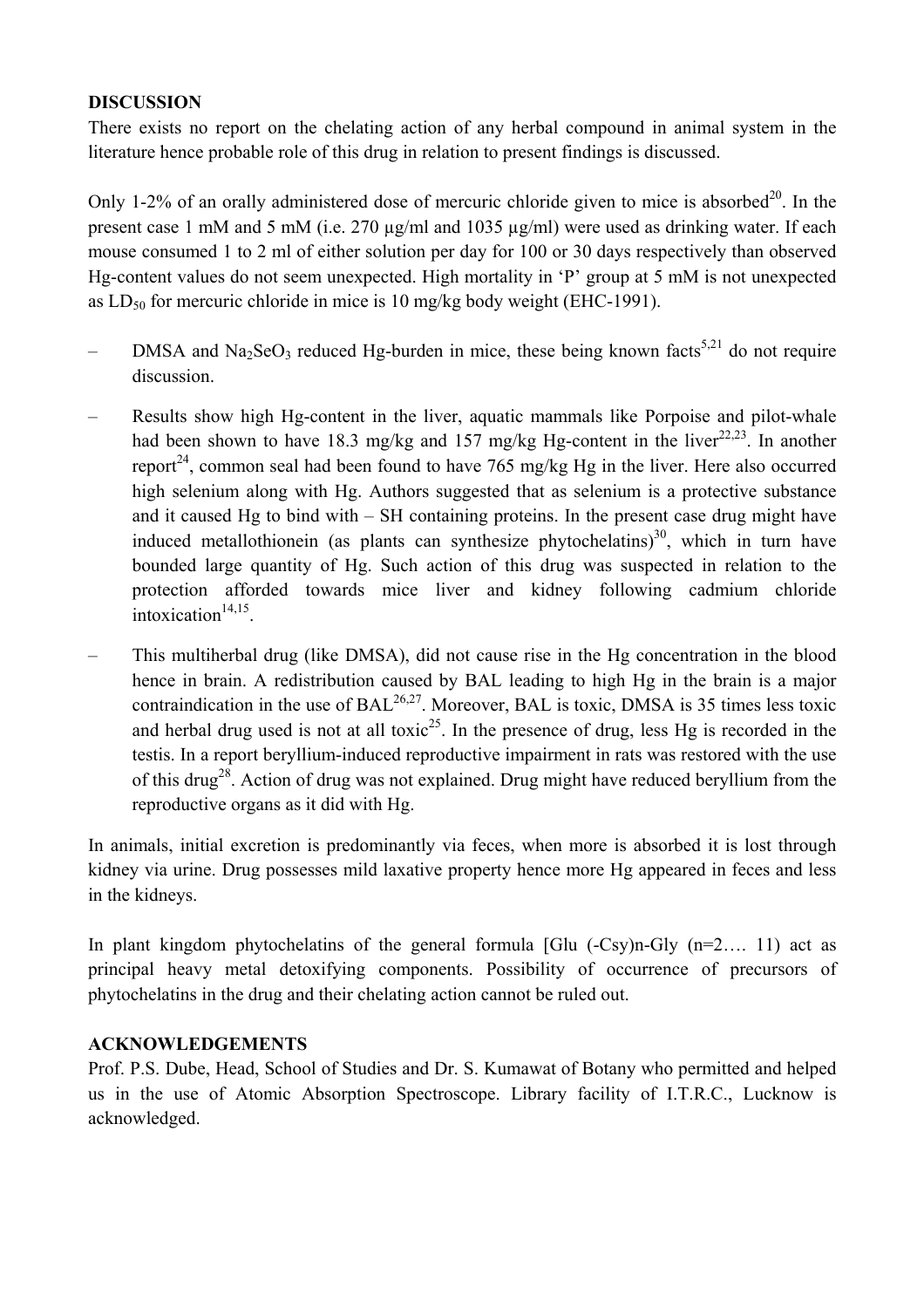**DISCUSSION**

There exists no report on the chelating action of any herbal compound in animal system in the literature hence probable role of this drug in relation to present findings is discussed.

Only 1-2% of an orally administered dose of mercuric chloride given to mice is absorbed[20]. In the present case 1 mM and 5 mM (i.e. 270 µg/ml and 1035 µg/ml) were used as drinking water. If each mouse consumed 1 to 2 ml of either solution per day for 100 or 30 days respectively than observed Hg-content values do not seem unexpected. High mortality in 'P' group at 5 mM is not unexpected as $LD_{50}$ for mercuric chloride in mice is 10 mg/kg body weight (EHC-1991).

- DMSA and $Na_2SeO_3$ reduced Hg-burden in mice, these being known facts[5,21] do not require discussion.
- Results show high Hg-content in the liver, aquatic mammals like Porpoise and pilot-whale had been shown to have 18.3 mg/kg and 157 mg/kg Hg-content in the liver[22,23]. In another report[24], common seal had been found to have 765 mg/kg Hg in the liver. Here also occurred high selenium along with Hg. Authors suggested that as selenium is a protective substance and it caused Hg to bind with – SH containing proteins. In the present case drug might have induced metallothionein (as plants can synthesize phytochelatins)[30], which in turn have bounded large quantity of Hg. Such action of this drug was suspected in relation to the protection afforded towards mice liver and kidney following cadmium chloride intoxication[14,15].
- This multiherbal drug (like DMSA), did not cause rise in the Hg concentration in the blood hence in brain. A redistribution caused by BAL leading to high Hg in the brain is a major contraindication in the use of BAL[26,27]. Moreover, BAL is toxic, DMSA is 35 times less toxic and herbal drug used is not at all toxic[25]. In the presence of drug, less Hg is recorded in the testis. In a report beryllium-induced reproductive impairment in rats was restored with the use of this drug[28]. Action of drug was not explained. Drug might have reduced beryllium from the reproductive organs as it did with Hg.

In animals, initial excretion is predominantly via feces, when more is absorbed it is lost through kidney via urine. Drug possesses mild laxative property hence more Hg appeared in feces and less in the kidneys.

In plant kingdom phytochelatins of the general formula [Glu (-Csy)n-Gly (n=2…. 11) act as principal heavy metal detoxifying components. Possibility of occurrence of precursors of phytochelatins in the drug and their chelating action cannot be ruled out.

**ACKNOWLEDGEMENTS**

Prof. P.S. Dube, Head, School of Studies and Dr. S. Kumawat of Botany who permitted and helped us in the use of Atomic Absorption Spectroscope. Library facility of I.T.R.C., Lucknow is acknowledged.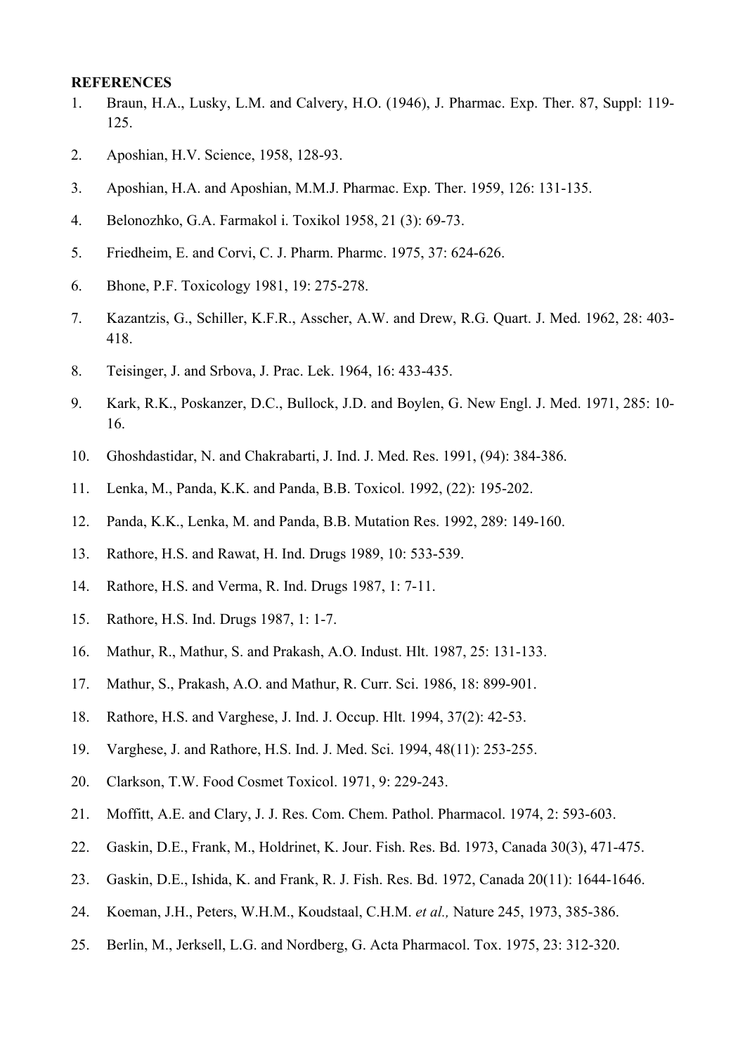**REFERENCES**

1. Braun, H.A., Lusky, L.M. and Calvery, H.O. (1946), J. Pharmac. Exp. Ther. 87, Suppl: 119-125.
2. Aposhian, H.V. Science, 1958, 128-93.
3. Aposhian, H.A. and Aposhian, M.M.J. Pharmac. Exp. Ther. 1959, 126: 131-135.
4. Belonozhko, G.A. Farmakol i. Toxikol 1958, 21 (3): 69-73.
5. Friedheim, E. and Corvi, C. J. Pharm. Pharmc. 1975, 37: 624-626.
6. Bhone, P.F. Toxicology 1981, 19: 275-278.
7. Kazantzis, G., Schiller, K.F.R., Asscher, A.W. and Drew, R.G. Quart. J. Med. 1962, 28: 403-418.
8. Teisinger, J. and Srbova, J. Prac. Lek. 1964, 16: 433-435.
9. Kark, R.K., Poskanzer, D.C., Bullock, J.D. and Boylen, G. New Engl. J. Med. 1971, 285: 10-16.
10. Ghoshdastidar, N. and Chakrabarti, J. Ind. J. Med. Res. 1991, (94): 384-386.
11. Lenka, M., Panda, K.K. and Panda, B.B. Toxicol. 1992, (22): 195-202.
12. Panda, K.K., Lenka, M. and Panda, B.B. Mutation Res. 1992, 289: 149-160.
13. Rathore, H.S. and Rawat, H. Ind. Drugs 1989, 10: 533-539.
14. Rathore, H.S. and Verma, R. Ind. Drugs 1987, 1: 7-11.
15. Rathore, H.S. Ind. Drugs 1987, 1: 1-7.
16. Mathur, R., Mathur, S. and Prakash, A.O. Indust. Hlt. 1987, 25: 131-133.
17. Mathur, S., Prakash, A.O. and Mathur, R. Curr. Sci. 1986, 18: 899-901.
18. Rathore, H.S. and Varghese, J. Ind. J. Occup. Hlt. 1994, 37(2): 42-53.
19. Varghese, J. and Rathore, H.S. Ind. J. Med. Sci. 1994, 48(11): 253-255.
20. Clarkson, T.W. Food Cosmet Toxicol. 1971, 9: 229-243.
21. Moffitt, A.E. and Clary, J. J. Res. Com. Chem. Pathol. Pharmacol. 1974, 2: 593-603.
22. Gaskin, D.E., Frank, M., Holdrinet, K. Jour. Fish. Res. Bd. 1973, Canada 30(3), 471-475.
23. Gaskin, D.E., Ishida, K. and Frank, R. J. Fish. Res. Bd. 1972, Canada 20(11): 1644-1646.
24. Koeman, J.H., Peters, W.H.M., Koudstaal, C.H.M. *et al.,* Nature 245, 1973, 385-386.
25. Berlin, M., Jerksell, L.G. and Nordberg, G. Acta Pharmacol. Tox. 1975, 23: 312-320.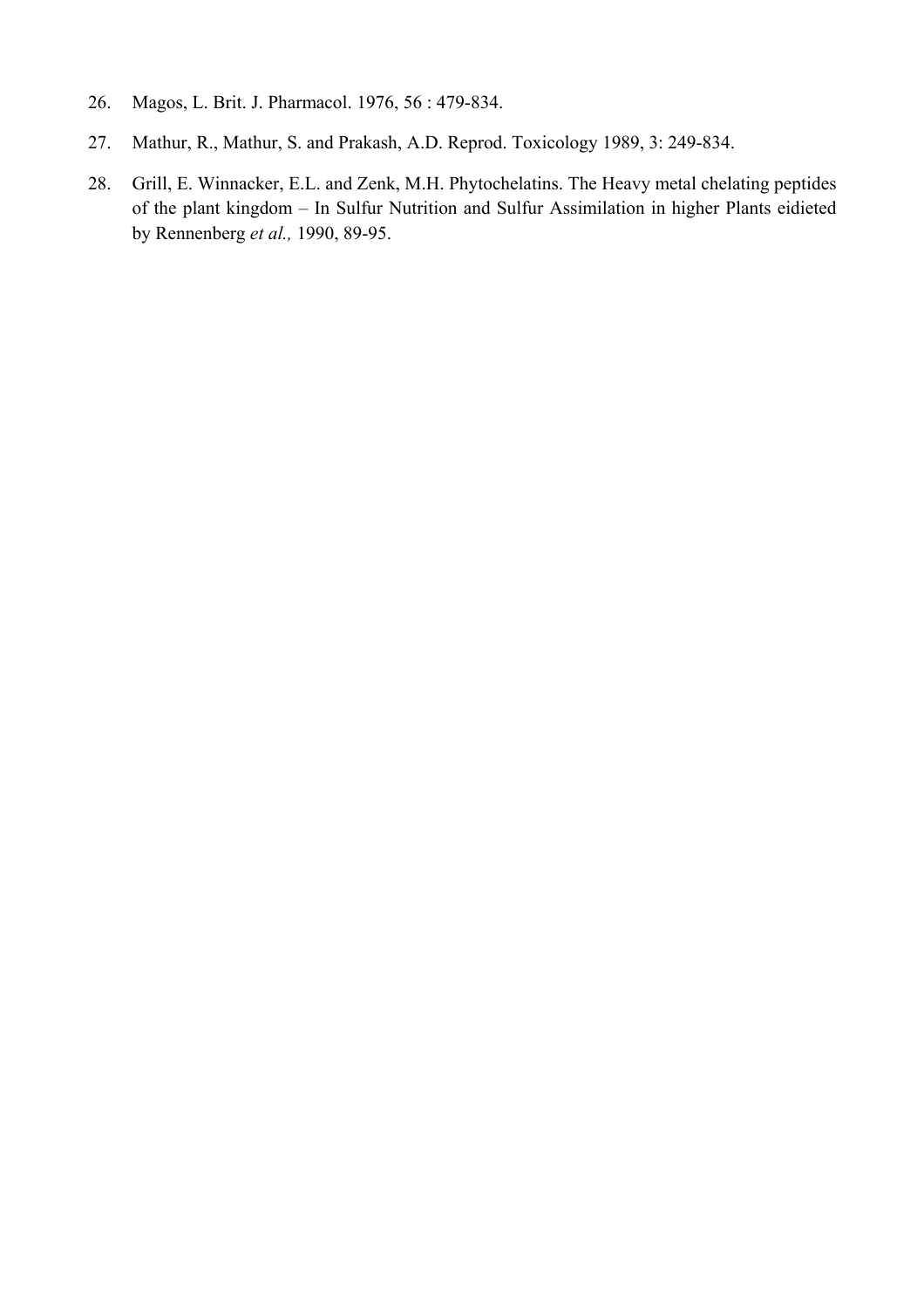26. Magos, L. Brit. J. Pharmacol. 1976, 56 : 479-834.
27. Mathur, R., Mathur, S. and Prakash, A.D. Reprod. Toxicology 1989, 3: 249-834.
28. Grill, E. Winnacker, E.L. and Zenk, M.H. Phytochelatins. The Heavy metal chelating peptides of the plant kingdom – In Sulfur Nutrition and Sulfur Assimilation in higher Plants eidieted by Rennenberg *et al.,* 1990, 89-95.